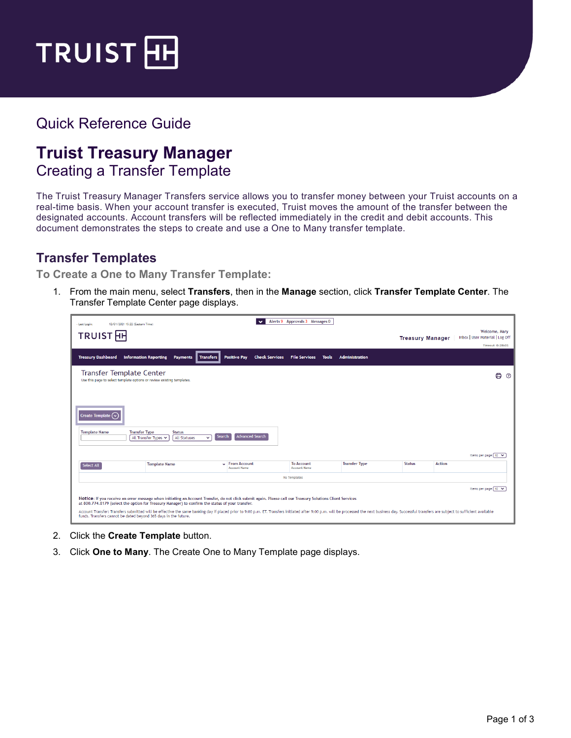# Quick Reference Guide

# Truist Treasury Manager

## Creating a Transfer Template

The Truist Treasury Manager Transfers service allows you to transfer money between your Truist accounts on a real-time basis. When your account transfer is executed, Truist moves the amount of the transfer between the designated accounts. Account transfers will be reflected immediately in the credit and debit accounts. This document demonstrates the steps to create and use a One to Many transfer template.

## Transfer Templates

### To Create a One to Many Transfer Template:

1. From the main menu, select **Transfers**, then in the **Manage** section, click **Transfer Template Center**. The Transfer Template Center page displays.
2. Click the **Create Template** button.
3. Click **One to Many**. The Create One to Many Template page displays.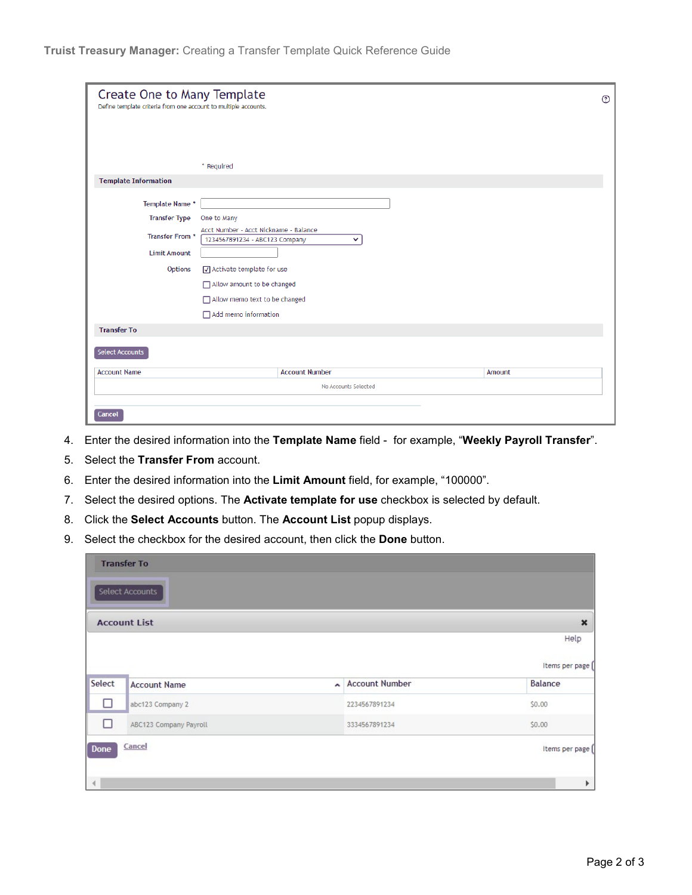4. Enter the desired information into the **Template Name** field - for example, "**Weekly Payroll Transfer**".
5. Select the **Transfer From** account.
6. Enter the desired information into the **Limit Amount** field, for example, "100000".
7. Select the desired options. The **Activate template for use** checkbox is selected by default.
8. Click the **Select Accounts** button. The **Account List** popup displays.
9. Select the checkbox for the desired account, then click the **Done** button.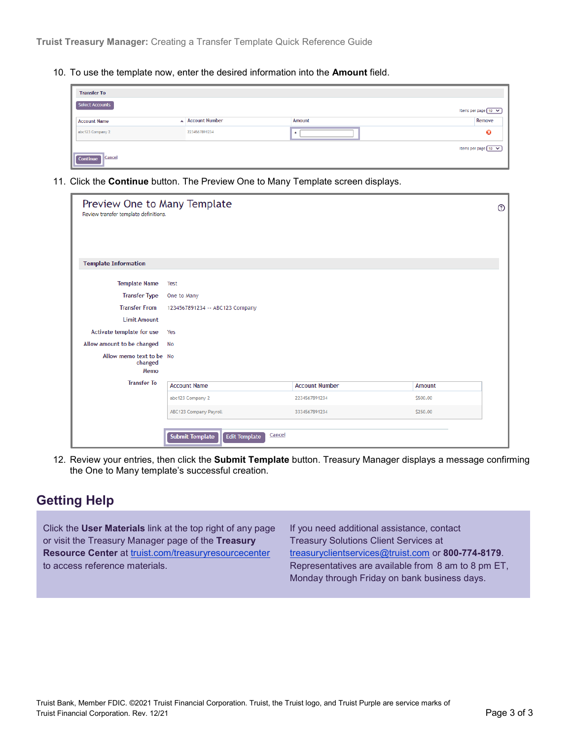10. To use the template now, enter the desired information into the **Amount** field.

11. Click the **Continue** button. The Preview One to Many Template screen displays.

12. Review your entries, then click the **Submit Template** button. Treasury Manager displays a message confirming the One to Many template's successful creation.

## Getting Help

Click the **User Materials** link at the top right of any page or visit the Treasury Manager page of the **Treasury Resource Center** at truist.com/treasuryresourcecenter to access reference materials.

If you need additional assistance, contact Treasury Solutions Client Services at treasuryclientservices@truist.com or **800-774-8179**. Representatives are available from 8 am to 8 pm ET, Monday through Friday on bank business days.

Truist Bank, Member FDIC. ©2021 Truist Financial Corporation. Truist, the Truist logo, and Truist Purple are service marks of Truist Financial Corporation. Rev. 12/21